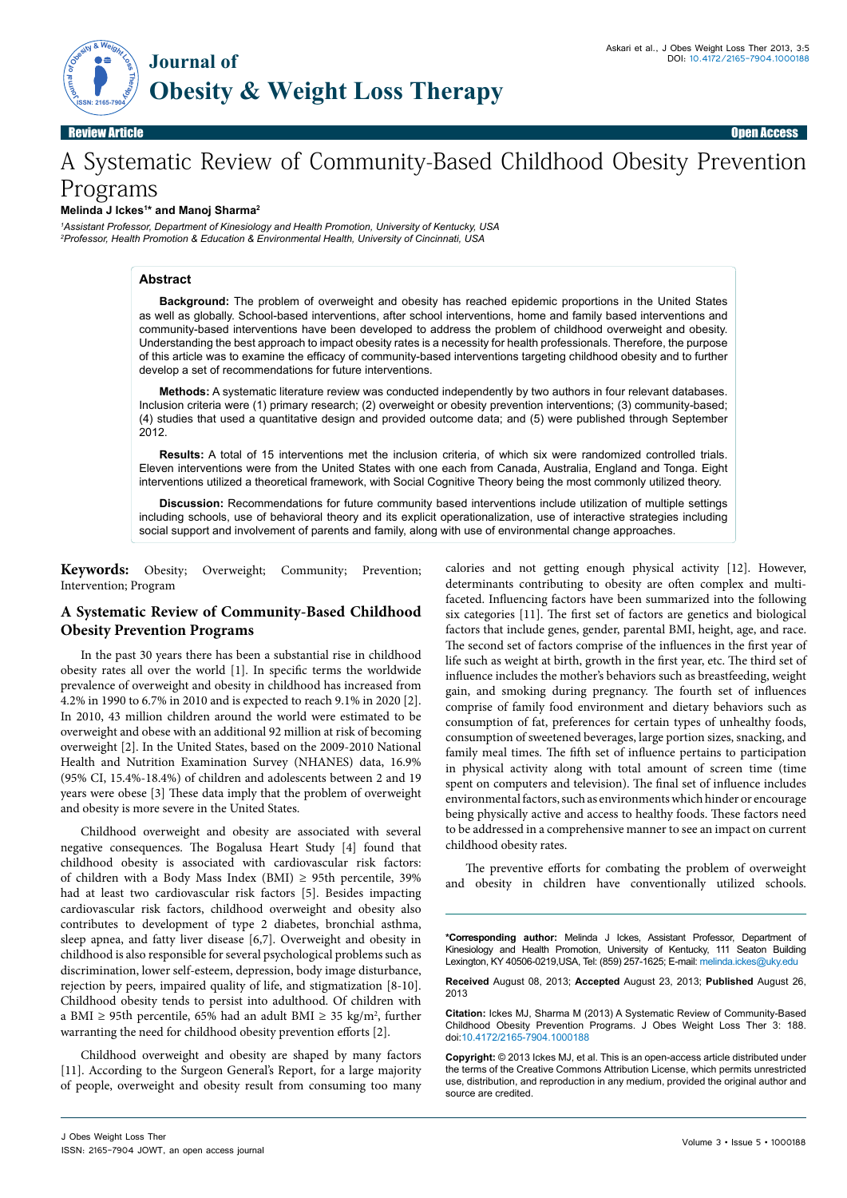Review Article — Open Access

# A Systematic Review of Community-Based Childhood Obesity Prevention Programs

**Melinda J Ickes[1]* and Manoj Sharma[2]**

[1]*Assistant Professor, Department of Kinesiology and Health Promotion, University of Kentucky, USA*
[2]*Professor, Health Promotion & Education & Environmental Health, University of Cincinnati, USA*

## Abstract

**Background:** The problem of overweight and obesity has reached epidemic proportions in the United States as well as globally. School-based interventions, after school interventions, home and family based interventions and community-based interventions have been developed to address the problem of childhood overweight and obesity. Understanding the best approach to impact obesity rates is a necessity for health professionals. Therefore, the purpose of this article was to examine the efficacy of community-based interventions targeting childhood obesity and to further develop a set of recommendations for future interventions.

**Methods:** A systematic literature review was conducted independently by two authors in four relevant databases. Inclusion criteria were (1) primary research; (2) overweight or obesity prevention interventions; (3) community-based; (4) studies that used a quantitative design and provided outcome data; and (5) were published through September 2012.

**Results:** A total of 15 interventions met the inclusion criteria, of which six were randomized controlled trials. Eleven interventions were from the United States with one each from Canada, Australia, England and Tonga. Eight interventions utilized a theoretical framework, with Social Cognitive Theory being the most commonly utilized theory.

**Discussion:** Recommendations for future community based interventions include utilization of multiple settings including schools, use of behavioral theory and its explicit operationalization, use of interactive strategies including social support and involvement of parents and family, along with use of environmental change approaches.

**Keywords:** Obesity; Overweight; Community; Prevention; Intervention; Program

## A Systematic Review of Community-Based Childhood Obesity Prevention Programs

In the past 30 years there has been a substantial rise in childhood obesity rates all over the world [1]. In specific terms the worldwide prevalence of overweight and obesity in childhood has increased from 4.2% in 1990 to 6.7% in 2010 and is expected to reach 9.1% in 2020 [2]. In 2010, 43 million children around the world were estimated to be overweight and obese with an additional 92 million at risk of becoming overweight [2]. In the United States, based on the 2009-2010 National Health and Nutrition Examination Survey (NHANES) data, 16.9% (95% CI, 15.4%-18.4%) of children and adolescents between 2 and 19 years were obese [3] These data imply that the problem of overweight and obesity is more severe in the United States.

Childhood overweight and obesity are associated with several negative consequences. The Bogalusa Heart Study [4] found that childhood obesity is associated with cardiovascular risk factors: of children with a Body Mass Index (BMI) ≥ 95th percentile, 39% had at least two cardiovascular risk factors [5]. Besides impacting cardiovascular risk factors, childhood overweight and obesity also contributes to development of type 2 diabetes, bronchial asthma, sleep apnea, and fatty liver disease [6,7]. Overweight and obesity in childhood is also responsible for several psychological problems such as discrimination, lower self-esteem, depression, body image disturbance, rejection by peers, impaired quality of life, and stigmatization [8-10]. Childhood obesity tends to persist into adulthood. Of children with a BMI ≥ 95th percentile, 65% had an adult BMI ≥ 35 $kg/m^2$, further warranting the need for childhood obesity prevention efforts [2].

Childhood overweight and obesity are shaped by many factors [11]. According to the Surgeon General's Report, for a large majority of people, overweight and obesity result from consuming too many calories and not getting enough physical activity [12]. However, determinants contributing to obesity are often complex and multi-faceted. Influencing factors have been summarized into the following six categories [11]. The first set of factors are genetics and biological factors that include genes, gender, parental BMI, height, age, and race. The second set of factors comprise of the influences in the first year of life such as weight at birth, growth in the first year, etc. The third set of influence includes the mother's behaviors such as breastfeeding, weight gain, and smoking during pregnancy. The fourth set of influences comprise of family food environment and dietary behaviors such as consumption of fat, preferences for certain types of unhealthy foods, consumption of sweetened beverages, large portion sizes, snacking, and family meal times. The fifth set of influence pertains to participation in physical activity along with total amount of screen time (time spent on computers and television). The final set of influence includes environmental factors, such as environments which hinder or encourage being physically active and access to healthy foods. These factors need to be addressed in a comprehensive manner to see an impact on current childhood obesity rates.

The preventive efforts for combating the problem of overweight and obesity in children have conventionally utilized schools.

---

***Corresponding author:** Melinda J Ickes, Assistant Professor, Department of Kinesiology and Health Promotion, University of Kentucky, 111 Seaton Building Lexington, KY 40506-0219,USA, Tel: (859) 257-1625; E-mail: melinda.ickes@uky.edu

**Received** August 08, 2013; **Accepted** August 23, 2013; **Published** August 26, 2013

**Citation:** Ickes MJ, Sharma M (2013) A Systematic Review of Community-Based Childhood Obesity Prevention Programs. J Obes Weight Loss Ther 3: 188. doi:10.4172/2165-7904.1000188

**Copyright:** © 2013 Ickes MJ, et al. This is an open-access article distributed under the terms of the Creative Commons Attribution License, which permits unrestricted use, distribution, and reproduction in any medium, provided the original author and source are credited.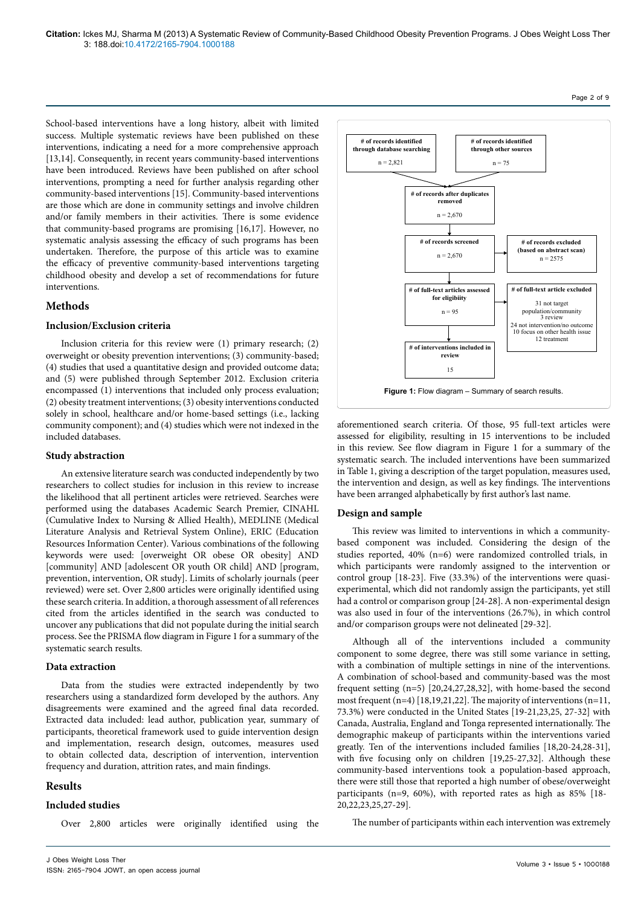School-based interventions have a long history, albeit with limited success. Multiple systematic reviews have been published on these interventions, indicating a need for a more comprehensive approach [13,14]. Consequently, in recent years community-based interventions have been introduced. Reviews have been published on after school interventions, prompting a need for further analysis regarding other community-based interventions [15]. Community-based interventions are those which are done in community settings and involve children and/or family members in their activities. There is some evidence that community-based programs are promising [16,17]. However, no systematic analysis assessing the efficacy of such programs has been undertaken. Therefore, the purpose of this article was to examine the efficacy of preventive community-based interventions targeting childhood obesity and develop a set of recommendations for future interventions.

## Methods

### Inclusion/Exclusion criteria

Inclusion criteria for this review were (1) primary research; (2) overweight or obesity prevention interventions; (3) community-based; (4) studies that used a quantitative design and provided outcome data; and (5) were published through September 2012. Exclusion criteria encompassed (1) interventions that included only process evaluation; (2) obesity treatment interventions; (3) obesity interventions conducted solely in school, healthcare and/or home-based settings (i.e., lacking community component); and (4) studies which were not indexed in the included databases.

### Study abstraction

An extensive literature search was conducted independently by two researchers to collect studies for inclusion in this review to increase the likelihood that all pertinent articles were retrieved. Searches were performed using the databases Academic Search Premier, CINAHL (Cumulative Index to Nursing & Allied Health), MEDLINE (Medical Literature Analysis and Retrieval System Online), ERIC (Education Resources Information Center). Various combinations of the following keywords were used: [overweight OR obese OR obesity] AND [community] AND [adolescent OR youth OR child] AND [program, prevention, intervention, OR study]. Limits of scholarly journals (peer reviewed) were set. Over 2,800 articles were originally identified using these search criteria. In addition, a thorough assessment of all references cited from the articles identified in the search was conducted to uncover any publications that did not populate during the initial search process. See the PRISMA flow diagram in Figure 1 for a summary of the systematic search results.

### Data extraction

Data from the studies were extracted independently by two researchers using a standardized form developed by the authors. Any disagreements were examined and the agreed final data recorded. Extracted data included: lead author, publication year, summary of participants, theoretical framework used to guide intervention design and implementation, research design, outcomes, measures used to obtain collected data, description of intervention, intervention frequency and duration, attrition rates, and main findings.

## Results

### Included studies

Over 2,800 articles were originally identified using the aforementioned search criteria. Of those, 95 full-text articles were assessed for eligibility, resulting in 15 interventions to be included in this review. See flow diagram in Figure 1 for a summary of the systematic search. The included interventions have been summarized in Table 1, giving a description of the target population, measures used, the intervention and design, as well as key findings. The interventions have been arranged alphabetically by first author's last name.

**# of records identified through database searching** n = 2,821

**# of records identified through other sources** n = 75

**# of records after duplicates removed** n = 2,670

**# of records screened** n = 2,670

**# of records excluded (based on abstract scan)** n = 2575

**# of full-text articles assessed for eligibiity** n = 95

**# of full-text article excluded**
31 not target population/community
3 review
24 not intervention/no outcome
10 focus on other health issue
12 treatment

**# of interventions included in review** 15

**Figure 1:** Flow diagram – Summary of search results.

### Design and sample

This review was limited to interventions in which a community-based component was included. Considering the design of the studies reported, 40% (n=6) were randomized controlled trials, in which participants were randomly assigned to the intervention or control group [18-23]. Five (33.3%) of the interventions were quasi-experimental, which did not randomly assign the participants, yet still had a control or comparison group [24-28]. A non-experimental design was also used in four of the interventions (26.7%), in which control and/or comparison groups were not delineated [29-32].

Although all of the interventions included a community component to some degree, there was still some variance in setting, with a combination of multiple settings in nine of the interventions. A combination of school-based and community-based was the most frequent setting (n=5) [20,24,27,28,32], with home-based the second most frequent (n=4) [18,19,21,22]. The majority of interventions (n=11, 73.3%) were conducted in the United States [19-21,23,25, 27-32] with Canada, Australia, England and Tonga represented internationally. The demographic makeup of participants within the interventions varied greatly. Ten of the interventions included families [18,20-24,28-31], with five focusing only on children [19,25-27,32]. Although these community-based interventions took a population-based approach, there were still those that reported a high number of obese/overweight participants (n=9, 60%), with reported rates as high as 85% [18-20,22,23,25,27-29].

The number of participants within each intervention was extremely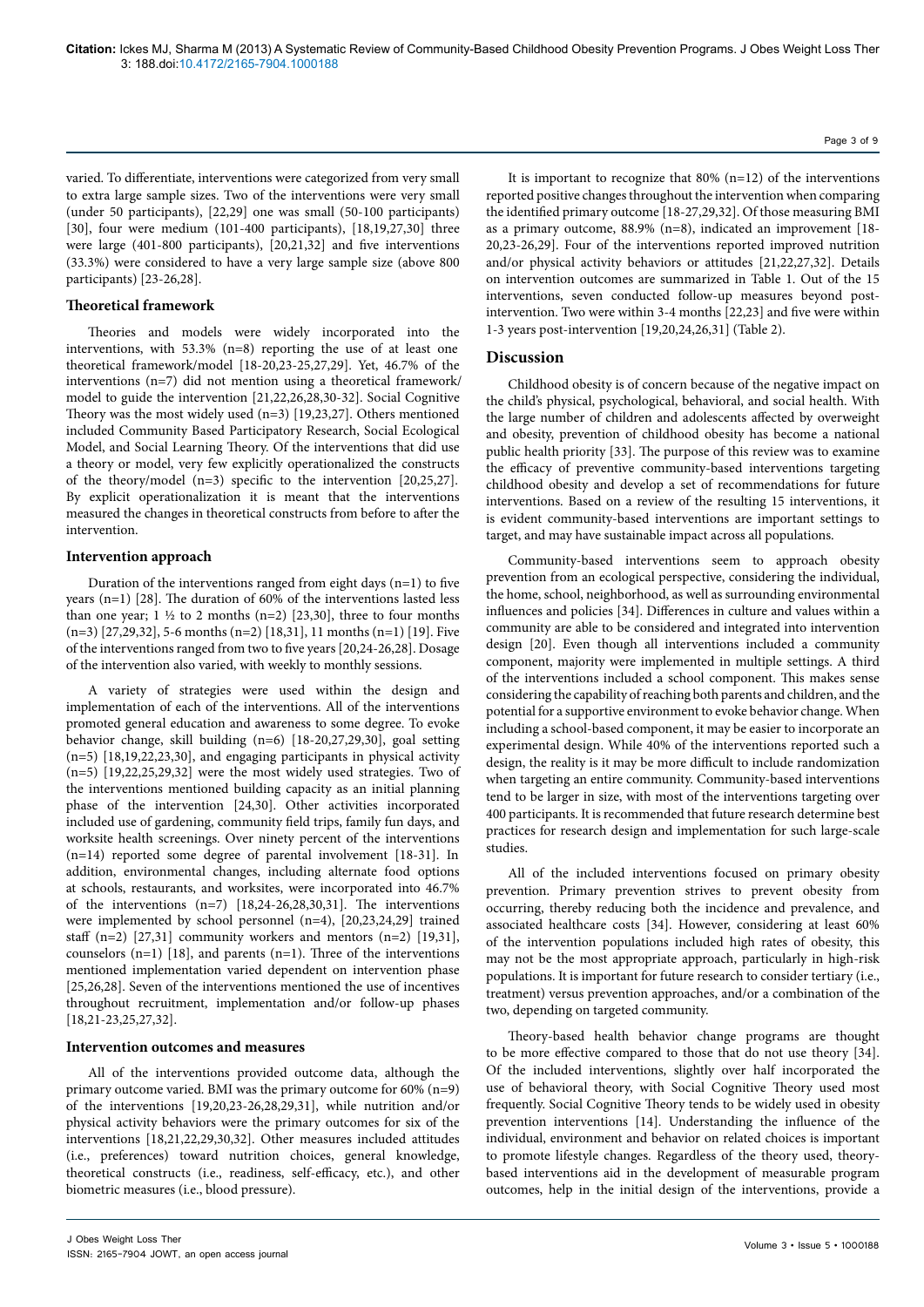varied. To differentiate, interventions were categorized from very small to extra large sample sizes. Two of the interventions were very small (under 50 participants), [22,29] one was small (50-100 participants) [30], four were medium (101-400 participants), [18,19,27,30] three were large (401-800 participants), [20,21,32] and five interventions (33.3%) were considered to have a very large sample size (above 800 participants) [23-26,28].

### Theoretical framework

Theories and models were widely incorporated into the interventions, with 53.3% (n=8) reporting the use of at least one theoretical framework/model [18-20,23-25,27,29]. Yet, 46.7% of the interventions (n=7) did not mention using a theoretical framework/model to guide the intervention [21,22,26,28,30-32]. Social Cognitive Theory was the most widely used (n=3) [19,23,27]. Others mentioned included Community Based Participatory Research, Social Ecological Model, and Social Learning Theory. Of the interventions that did use a theory or model, very few explicitly operationalized the constructs of the theory/model (n=3) specific to the intervention [20,25,27]. By explicit operationalization it is meant that the interventions measured the changes in theoretical constructs from before to after the intervention.

### Intervention approach

Duration of the interventions ranged from eight days (n=1) to five years (n=1) [28]. The duration of 60% of the interventions lasted less than one year; 1 ½ to 2 months (n=2) [23,30], three to four months (n=3) [27,29,32], 5-6 months (n=2) [18,31], 11 months (n=1) [19]. Five of the interventions ranged from two to five years [20,24-26,28]. Dosage of the intervention also varied, with weekly to monthly sessions.

A variety of strategies were used within the design and implementation of each of the interventions. All of the interventions promoted general education and awareness to some degree. To evoke behavior change, skill building (n=6) [18-20,27,29,30], goal setting (n=5) [18,19,22,23,30], and engaging participants in physical activity (n=5) [19,22,25,29,32] were the most widely used strategies. Two of the interventions mentioned building capacity as an initial planning phase of the intervention [24,30]. Other activities incorporated included use of gardening, community field trips, family fun days, and worksite health screenings. Over ninety percent of the interventions (n=14) reported some degree of parental involvement [18-31]. In addition, environmental changes, including alternate food options at schools, restaurants, and worksites, were incorporated into 46.7% of the interventions (n=7) [18,24-26,28,30,31]. The interventions were implemented by school personnel (n=4), [20,23,24,29] trained staff (n=2) [27,31] community workers and mentors (n=2) [19,31], counselors (n=1) [18], and parents (n=1). Three of the interventions mentioned implementation varied dependent on intervention phase [25,26,28]. Seven of the interventions mentioned the use of incentives throughout recruitment, implementation and/or follow-up phases [18,21-23,25,27,32].

### Intervention outcomes and measures

All of the interventions provided outcome data, although the primary outcome varied. BMI was the primary outcome for 60% (n=9) of the interventions [19,20,23-26,28,29,31], while nutrition and/or physical activity behaviors were the primary outcomes for six of the interventions [18,21,22,29,30,32]. Other measures included attitudes (i.e., preferences) toward nutrition choices, general knowledge, theoretical constructs (i.e., readiness, self-efficacy, etc.), and other biometric measures (i.e., blood pressure).

It is important to recognize that 80% (n=12) of the interventions reported positive changes throughout the intervention when comparing the identified primary outcome [18-27,29,32]. Of those measuring BMI as a primary outcome, 88.9% (n=8), indicated an improvement [18-20,23-26,29]. Four of the interventions reported improved nutrition and/or physical activity behaviors or attitudes [21,22,27,32]. Details on intervention outcomes are summarized in Table 1. Out of the 15 interventions, seven conducted follow-up measures beyond post-intervention. Two were within 3-4 months [22,23] and five were within 1-3 years post-intervention [19,20,24,26,31] (Table 2).

## Discussion

Childhood obesity is of concern because of the negative impact on the child's physical, psychological, behavioral, and social health. With the large number of children and adolescents affected by overweight and obesity, prevention of childhood obesity has become a national public health priority [33]. The purpose of this review was to examine the efficacy of preventive community-based interventions targeting childhood obesity and develop a set of recommendations for future interventions. Based on a review of the resulting 15 interventions, it is evident community-based interventions are important settings to target, and may have sustainable impact across all populations.

Community-based interventions seem to approach obesity prevention from an ecological perspective, considering the individual, the home, school, neighborhood, as well as surrounding environmental influences and policies [34]. Differences in culture and values within a community are able to be considered and integrated into intervention design [20]. Even though all interventions included a community component, majority were implemented in multiple settings. A third of the interventions included a school component. This makes sense considering the capability of reaching both parents and children, and the potential for a supportive environment to evoke behavior change. When including a school-based component, it may be easier to incorporate an experimental design. While 40% of the interventions reported such a design, the reality is it may be more difficult to include randomization when targeting an entire community. Community-based interventions tend to be larger in size, with most of the interventions targeting over 400 participants. It is recommended that future research determine best practices for research design and implementation for such large-scale studies.

All of the included interventions focused on primary obesity prevention. Primary prevention strives to prevent obesity from occurring, thereby reducing both the incidence and prevalence, and associated healthcare costs [34]. However, considering at least 60% of the intervention populations included high rates of obesity, this may not be the most appropriate approach, particularly in high-risk populations. It is important for future research to consider tertiary (i.e., treatment) versus prevention approaches, and/or a combination of the two, depending on targeted community.

Theory-based health behavior change programs are thought to be more effective compared to those that do not use theory [34]. Of the included interventions, slightly over half incorporated the use of behavioral theory, with Social Cognitive Theory used most frequently. Social Cognitive Theory tends to be widely used in obesity prevention interventions [14]. Understanding the influence of the individual, environment and behavior on related choices is important to promote lifestyle changes. Regardless of the theory used, theory-based interventions aid in the development of measurable program outcomes, help in the initial design of the interventions, provide a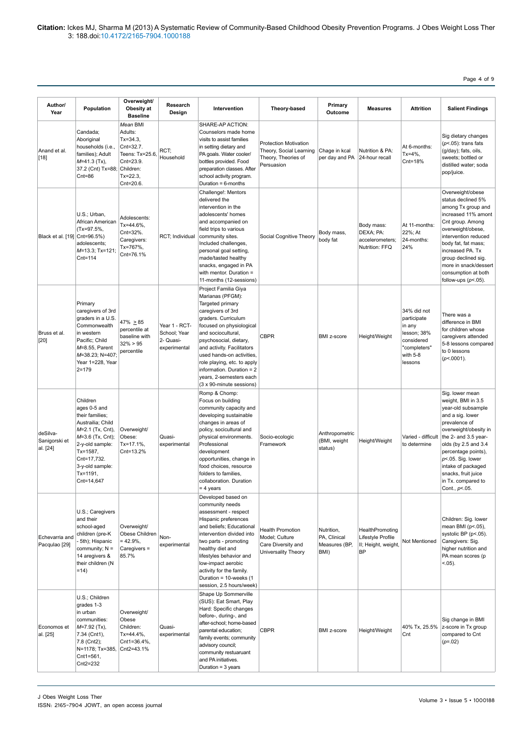| Author/ Year | Population | Overweight/ Obesity at Baseline | Research Design | Intervention | Theory-based | Primary Outcome | Measures | Attrition | Salient Findings |
|---|---|---|---|---|---|---|---|---|---|
| Anand et al. [18] | Candada; Aboriginal households (i.e., families); Adult *M*=41.3 (Tx), 37.2 (Cnt) Tx=88; Cnt=86 | *Mean* BMI Adults: Tx=34.3, Cnt=32.7. Teens: Tx=25.6, Cnt=23.9. Children: Tx=22.3, Cnt=20.6. | RCT; Household | SHARE-AP ACTION: Counselors made home visits to assist families in setting dietary and PA goals. Water cooler/ bottles provided. Food preparation classes. After school activity program. Duration = 6-months | Protection Motivation Theory, Social Learning Theory, Theories of Persuasion | Chage in kcal per day and PA | Nutrition & PA: 24-hour recall | At 6-months: Tx=4%, Cnt=18% | Sig dietary changes ($p$<.05): trans fats (g/day); fats, oils, sweets; bottled or distilled water; soda pop/juice. |
| Black et al. [19] | U.S.; Urban, African American (Tx=97.5%, Cnt=96.5%) adolescents; *M*=13.3; Tx=121; Cnt=114 | Adolescents: Tx=44.6%, Cnt=32%. Caregivers: Tx=767%, Cnt=76.1% | RCT; Individual | Challenge!: Mentors delivered the intervention in the adolescents' homes and accompanied on field trips to various community sites. Included challenges, personal goal setting, made/tasted healthy snacks, engaged in PA with mentor. Duration = 11-months (12-sessions) | Social Cognitive Theory | Body mass, body fat | Body mass: DEXA; PA: accelerometers; Nutrition: FFQ | At 11-months: 22%; At 24-months: 24% | Overweight/obese status declined 5% among Tx group and increased 11% amont Cnt group. Among overweight/obese, intervention reduced body fat, fat mass; increased PA. Tx group declined sig. more in snack/dessert consumption at both follow-ups ($p$<.05). |
| Bruss et al. [20] | Primary caregivers of 3rd graders in a U.S. Commonwealth in western Pacific; Child *M*=8.55, Parent *M*=38.23; N=407; Year 1=228, Year 2=179 | 47% ≥ 85 percentile at baseline with 32% > 95 percentile | Year 1 - RCT-School; Year 2- Quasi-experimental | Project Familia Giya Marianas (PFGM): Targeted primary caregivers of 3rd graders. Curriculum focused on physiological and sociocultural, psychosocial, dietary, and activity. Facilitators used hands-on activities, role playing, etc. to apply information. Duration = 2 years, 2-semesters each (3 x 90-minute sessions) | CBPR | BMI z-score | Height/Weight | 34% did not participate in any lesson; 38% considered "completers" with 5-8 lessons | There was a difference in BMI for children whose caregivers attended 5-8 lessons compared to 0 lessons ($p$<.0001). |
| deSilva-Sanigorski et al. [24] | Children ages 0-5 and their families; Austrailia; Child *M*=2.1 (Tx, Cnt), *M*=3.6 (Tx, Cnt); 2-y-old sample: Tx=1587, Cnt=17,732. 3-y-old sample: Tx=1191, Cnt=14,647 | Overweight/ Obese: Tx=17.1%, Cnt=13.2% | Quasi-experimental | Romp & Chomp: Focus on building community capacity and developing sustainable changes in areas of policy, sociocultural and physical environments. Professional development opportunities, change in food choices, resource folders to families, collaboration. Duration = 4 years | Socio-ecologic Framework | Anthropometric (BMI, weight status) | Height/Weight | Varied - difficult to determine | Sig. lower mean weight, BMI in 3.5 year-old subsample and a sig. lower prevalence of overweight/obesity in the 2- and 3.5 year-olds (by 2.5 and 3.4 percentage points), $p$<.05. Sig. lower intake of packaged snacks, fruit juice in Tx. compared to Cont., $p$<.05. |
| Echevarria and Pacquiao [29] | U.S.; Caregivers and their school-aged children (pre-K - 5th); Hispanic community; N = 14 aregivers & their children (N =14) | Overweight/ Obese Children = 42.9%, Caregivers = 85.7% | Non-experimental | Developed based on community needs assessment - respect Hispanic preferences and beliefs; Educational intervention divided into two parts - promoting healthy diet and lifestyles behavior and low-impact aerobic activity for the family. Duration = 10-weeks (1 session, 2.5 hours/week) | Health Promotion Model; Culture Care Diversity and Universality Theory | Nutrition, PA, Clinical Measures (BP, BMI) | HealthPromoting Lifestyle Profile II; Height, weight, BP | Not Mentioned | Children: Sig. lower mean BMI ($p$<.05), systolic BP ($p$<.05). Caregivers: Sig. higher nutrition and PA mean scores ($p$ <.05). |
| Economos et al. [25] | U.S.; Children grades 1-3 in urban communities: *M*=7.92 (Tx), 7.34 (Cnt1), 7.8 (Cnt2); N=1178; Tx=385, Cnt1=561, Cnt2=232 | Overweight/ Obese Children: Tx=44.4%, Cnt1=36.4%, Cnt2=43.1% | Quasi-experimental | Shape Up Sommerville (SUS): Eat Smart, Play Hard: Specific changes before-, during-, and after-school; home-based parental education; family events; community advisory council; community restuaraunt and PA initiatives. Duration = 3 years | CBPR | BMI z-score | Height/Weight | 40% Tx, 25.5% Cnt | Sig change in BMI z-score in Tx group compared to Cnt ($p$=.02) |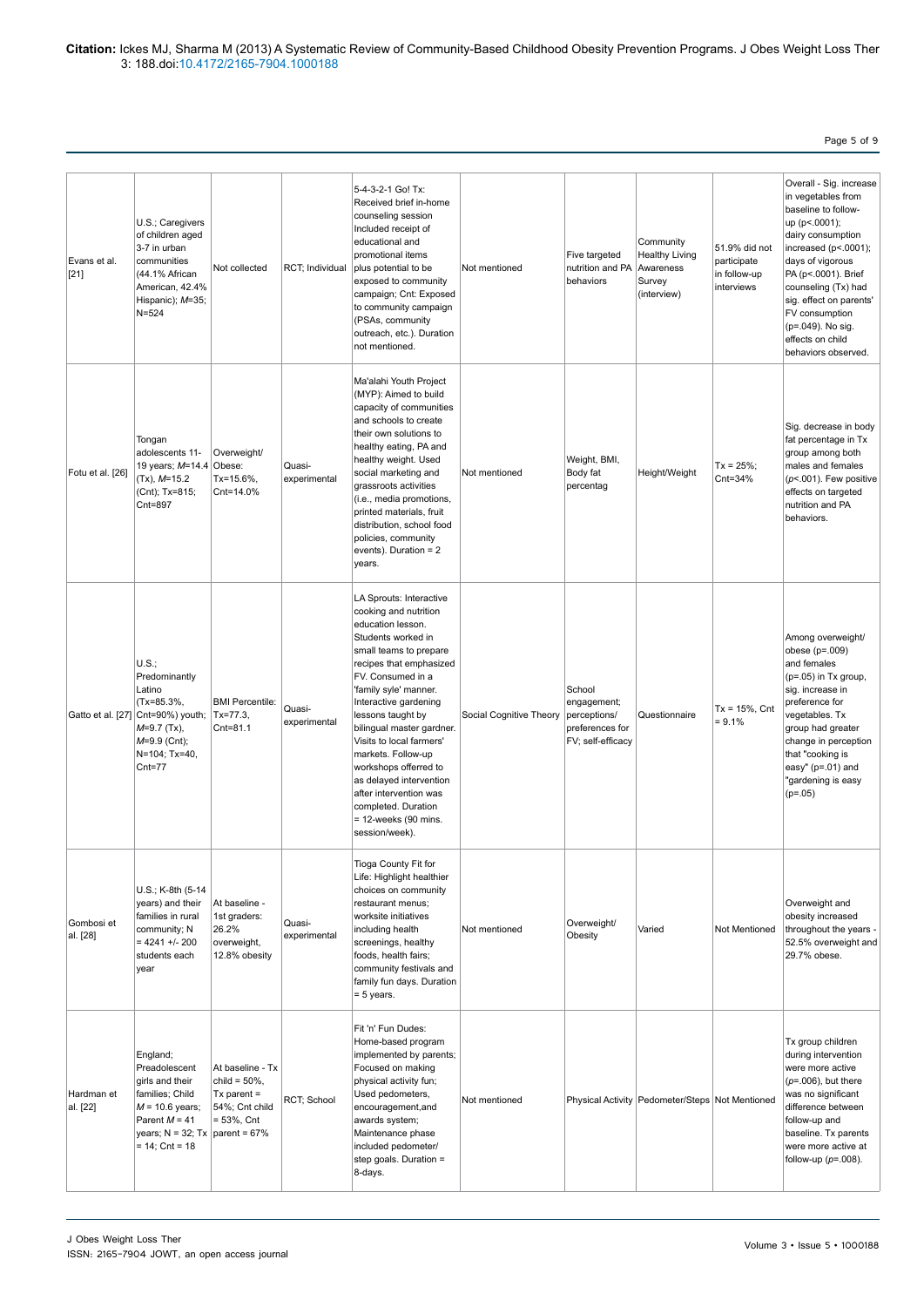| Evans et al. [21] | U.S.; Caregivers of children aged 3-7 in urban communities (44.1% African American, 42.4% Hispanic); *M*=35; N=524 | Not collected | RCT; Individual | 5-4-3-2-1 Go! Tx: Received brief in-home counseling session Included receipt of educational and promotional items plus potential to be exposed to community campaign; Cnt: Exposed to community campaign (PSAs, community outreach, etc.). Duration not mentioned. | Not mentioned | Five targeted nutrition and PA behaviors | Community Healthy Living Awareness Survey (interview) | 51.9% did not participate in follow-up interviews | Overall - Sig. increase in vegetables from baseline to follow-up ($p<.0001$); dairy consumption increased ($p<.0001$); days of vigorous PA ($p<.0001$). Brief counseling (Tx) had sig. effect on parents' FV consumption ($p=.049$). No sig. effects on child behaviors observed. |
|---|---|---|---|---|---|---|---|---|---|
| Fotu et al. [26] | Tongan adolescents 11-19 years; *M*=14.4 (Tx), *M*=15.2 (Cnt); Tx=815; Cnt=897 | Overweight/ Obese: Tx=15.6%, Cnt=14.0% | Quasi-experimental | Ma'alahi Youth Project (MYP): Aimed to build capacity of communities and schools to create their own solutions to healthy eating, PA and healthy weight. Used social marketing and grassroots activities (i.e., media promotions, printed materials, fruit distribution, school food policies, community events). Duration = 2 years. | Not mentioned | Weight, BMI, Body fat percentag | Height/Weight | Tx = 25%; Cnt=34% | Sig. decrease in body fat percentage in Tx group among both males and females ($p<.001$). Few positive effects on targeted nutrition and PA behaviors. |
| Gatto et al. [27] | U.S.; Predominantly Latino (Tx=85.3%, Cnt=90%) youth; *M*=9.7 (Tx), *M*=9.9 (Cnt); N=104; Tx=40, Cnt=77 | BMI Percentile: Tx=77.3, Cnt=81.1 | Quasi-experimental | LA Sprouts: Interactive cooking and nutrition education lesson. Students worked in small teams to prepare recipes that emphasized FV. Consumed in a 'family syle' manner. Interactive gardening lessons taught by bilingual master gardner. Visits to local farmers' markets. Follow-up workshops offerred to as delayed intervention after intervention was completed. Duration = 12-weeks (90 mins. session/week). | Social Cognitive Theory | School engagement; perceptions/ preferences for FV; self-efficacy | Questionnaire | Tx = 15%, Cnt = 9.1% | Among overweight/ obese ($p=.009$) and females ($p=.05$) in Tx group, sig. increase in preference for vegetables. Tx group had greater change in perception that "cooking is easy" ($p=.01$) and "gardening is easy ($p=.05$) |
| Gombosi et al. [28] | U.S.; K-8th (5-14 years) and their families in rural community; N = 4241 +/- 200 students each year | At baseline - 1st graders: 26.2% overweight, 12.8% obesity | Quasi-experimental | Tioga County Fit for Life: Highlight healthier choices on community restaurant menus; worksite initiatives including health screenings, healthy foods, health fairs; community festivals and family fun days. Duration = 5 years. | Not mentioned | Overweight/ Obesity | Varied | Not Mentioned | Overweight and obesity increased throughout the years - 52.5% overweight and 29.7% obese. |
| Hardman et al. [22] | England; Preadolescent girls and their families; Child *M* = 10.6 years; Parent *M* = 41 years; N = 32; Tx = 14; Cnt = 18 | At baseline - Tx child = 50%, Tx parent = 54%; Cnt child = 53%, Cnt parent = 67% | RCT; School | Fit 'n' Fun Dudes: Home-based program implemented by parents; Focused on making physical activity fun; Used pedometers, encouragement,and awards system; Maintenance phase included pedometer/ step goals. Duration = 8-days. | Not mentioned | Physical Activity | Pedometer/Steps | Not Mentioned | Tx group children during intervention were more active ($p=.006$), but there was no significant difference between follow-up and baseline. Tx parents were more active at follow-up ($p=.008$). |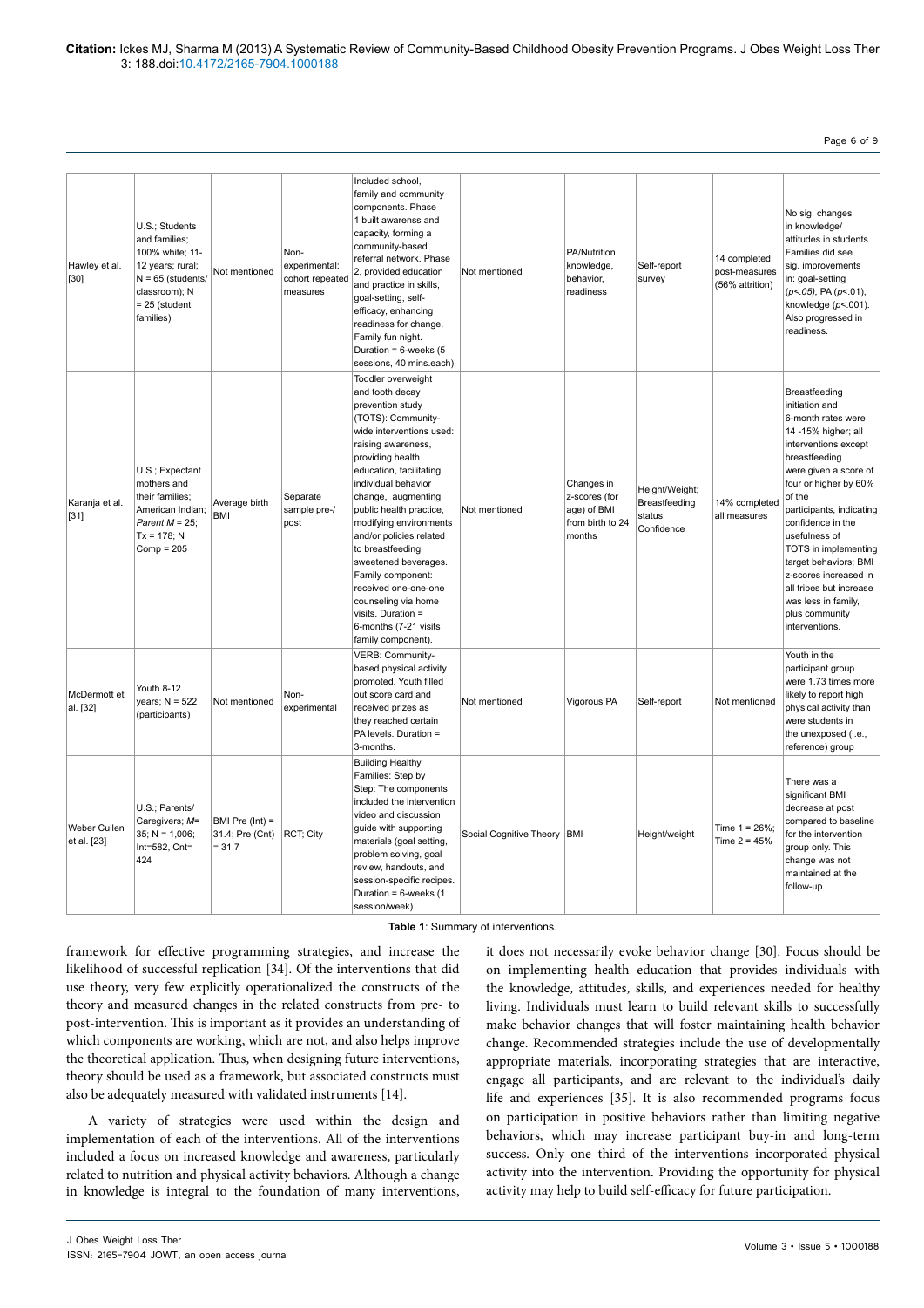| | | | | | | | | | |
|---|---|---|---|---|---|---|---|---|---|
| Hawley et al. [30] | U.S.; Students and families; 100% white; 11-12 years; rural; N = 65 (students/classroom); N = 25 (student families) | Not mentioned | Non-experimental: cohort repeated measures | Included school, family and community components. Phase 1 built awarenss and capacity, forming a community-based referral network. Phase 2, provided education and practice in skills, goal-setting, self-efficacy, enhancing readiness for change. Family fun night. Duration = 6-weeks (5 sessions, 40 mins.each). | Not mentioned | PA/Nutrition knowledge, behavior, readiness | Self-report survey | 14 completed post-measures (56% attrition) | No sig. changes in knowledge/ attitudes in students. Families did see sig. improvements in: goal-setting ($p<.05$), PA ($p<.01$), knowledge ($p<.001$). Also progressed in readiness. |
| Karanja et al. [31] | U.S.; Expectant mothers and their families; American Indian; *Parent M* = 25; Tx = 178; N Comp = 205 | Average birth BMI | Separate sample pre-/post | Toddler overweight and tooth decay prevention study (TOTS): Community-wide interventions used: raising awareness, providing health education, facilitating individual behavior change, augmenting public health practice, modifying environments and/or policies related to breastfeeding, sweetened beverages. Family component: received one-one-one counseling via home visits. Duration = 6-months (7-21 visits family component). | Not mentioned | Changes in z-scores (for age) of BMI from birth to 24 months | Height/Weight; Breastfeeding status; Confidence | 14% completed all measures | Breastfeeding initiation and 6-month rates were 14 -15% higher; all interventions except breastfeeding were given a score of four or higher by 60% of the participants, indicating confidence in the usefulness of TOTS in implementing target behaviors; BMI z-scores increased in all tribes but increase was less in family, plus community interventions. |
| McDermott et al. [32] | Youth 8-12 years; N = 522 (participants) | Not mentioned | Non-experimental | VERB: Community-based physical activity promoted. Youth filled out score card and received prizes as they reached certain PA levels. Duration = 3-months. | Not mentioned | Vigorous PA | Self-report | Not mentioned | Youth in the participant group were 1.73 times more likely to report high physical activity than were students in the unexposed (i.e., reference) group |
| Weber Cullen et al. [23] | U.S.; Parents/ Caregivers; *M*= 35; N = 1,006; Int=582, Cnt= 424 | BMI Pre (Int) = 31.4; Pre (Cnt) = 31.7 | RCT; City | Building Healthy Families: Step by Step: The components included the intervention video and discussion guide with supporting materials (goal setting, problem solving, goal review, handouts, and session-specific recipes. Duration = 6-weeks (1 session/week). | Social Cognitive Theory | BMI | Height/weight | Time 1 = 26%; Time 2 = 45% | There was a significant BMI decrease at post compared to baseline for the intervention group only. This change was not maintained at the follow-up. |

**Table 1**: Summary of interventions.

framework for effective programming strategies, and increase the likelihood of successful replication [34]. Of the interventions that did use theory, very few explicitly operationalized the constructs of the theory and measured changes in the related constructs from pre- to post-intervention. This is important as it provides an understanding of which components are working, which are not, and also helps improve the theoretical application. Thus, when designing future interventions, theory should be used as a framework, but associated constructs must also be adequately measured with validated instruments [14].

A variety of strategies were used within the design and implementation of each of the interventions. All of the interventions included a focus on increased knowledge and awareness, particularly related to nutrition and physical activity behaviors. Although a change in knowledge is integral to the foundation of many interventions, it does not necessarily evoke behavior change [30]. Focus should be on implementing health education that provides individuals with the knowledge, attitudes, skills, and experiences needed for healthy living. Individuals must learn to build relevant skills to successfully make behavior changes that will foster maintaining health behavior change. Recommended strategies include the use of developmentally appropriate materials, incorporating strategies that are interactive, engage all participants, and are relevant to the individual's daily life and experiences [35]. It is also recommended programs focus on participation in positive behaviors rather than limiting negative behaviors, which may increase participant buy-in and long-term success. Only one third of the interventions incorporated physical activity into the intervention. Providing the opportunity for physical activity may help to build self-efficacy for future participation.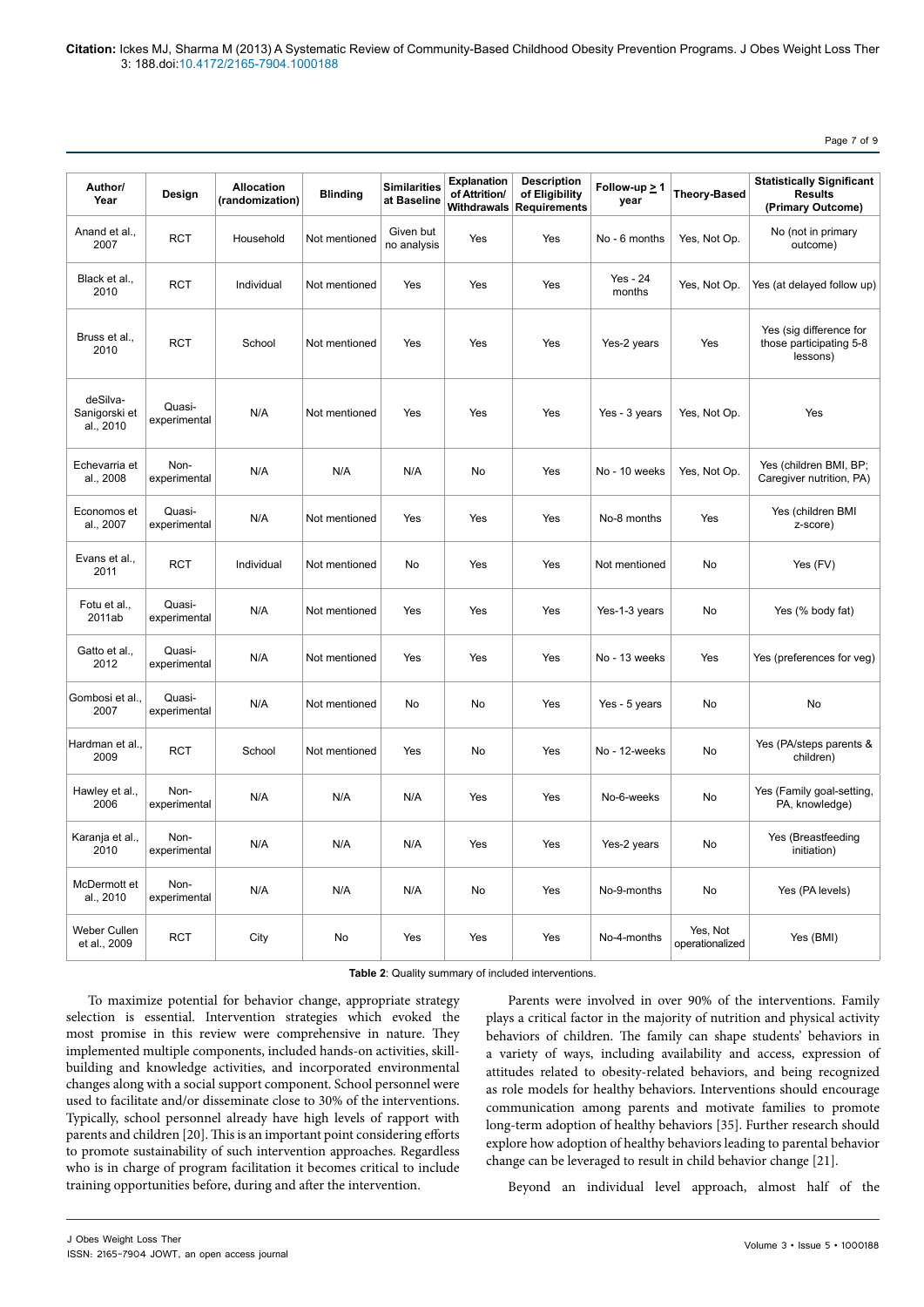| Author/ Year | Design | Allocation (randomization) | Blinding | Similarities at Baseline | Explanation of Attrition/ Withdrawals | Description of Eligibility Requirements | Follow-up ≥ 1 year | Theory-Based | Statistically Significant Results (Primary Outcome) |
|---|---|---|---|---|---|---|---|---|---|
| Anand et al., 2007 | RCT | Household | Not mentioned | Given but no analysis | Yes | Yes | No - 6 months | Yes, Not Op. | No (not in primary outcome) |
| Black et al., 2010 | RCT | Individual | Not mentioned | Yes | Yes | Yes | Yes - 24 months | Yes, Not Op. | Yes (at delayed follow up) |
| Bruss et al., 2010 | RCT | School | Not mentioned | Yes | Yes | Yes | Yes-2 years | Yes | Yes (sig difference for those participating 5-8 lessons) |
| deSilva-Sanigorski et al., 2010 | Quasi-experimental | N/A | Not mentioned | Yes | Yes | Yes | Yes - 3 years | Yes, Not Op. | Yes |
| Echevarria et al., 2008 | Non-experimental | N/A | N/A | N/A | No | Yes | No - 10 weeks | Yes, Not Op. | Yes (children BMI, BP; Caregiver nutrition, PA) |
| Economos et al., 2007 | Quasi-experimental | N/A | Not mentioned | Yes | Yes | Yes | No-8 months | Yes | Yes (children BMI z-score) |
| Evans et al., 2011 | RCT | Individual | Not mentioned | No | Yes | Yes | Not mentioned | No | Yes (FV) |
| Fotu et al., 2011ab | Quasi-experimental | N/A | Not mentioned | Yes | Yes | Yes | Yes-1-3 years | No | Yes (% body fat) |
| Gatto et al., 2012 | Quasi-experimental | N/A | Not mentioned | Yes | Yes | Yes | No - 13 weeks | Yes | Yes (preferences for veg) |
| Gombosi et al., 2007 | Quasi-experimental | N/A | Not mentioned | No | No | Yes | Yes - 5 years | No | No |
| Hardman et al., 2009 | RCT | School | Not mentioned | Yes | No | Yes | No - 12-weeks | No | Yes (PA/steps parents & children) |
| Hawley et al., 2006 | Non-experimental | N/A | N/A | N/A | Yes | Yes | No-6-weeks | No | Yes (Family goal-setting, PA, knowledge) |
| Karanja et al., 2010 | Non-experimental | N/A | N/A | N/A | Yes | Yes | Yes-2 years | No | Yes (Breastfeeding initiation) |
| McDermott et al., 2010 | Non-experimental | N/A | N/A | N/A | No | Yes | No-9-months | No | Yes (PA levels) |
| Weber Cullen et al., 2009 | RCT | City | No | Yes | Yes | Yes | No-4-months | Yes, Not operationalized | Yes (BMI) |

**Table 2**: Quality summary of included interventions.

To maximize potential for behavior change, appropriate strategy selection is essential. Intervention strategies which evoked the most promise in this review were comprehensive in nature. They implemented multiple components, included hands-on activities, skill-building and knowledge activities, and incorporated environmental changes along with a social support component. School personnel were used to facilitate and/or disseminate close to 30% of the interventions. Typically, school personnel already have high levels of rapport with parents and children [20]. This is an important point considering efforts to promote sustainability of such intervention approaches. Regardless who is in charge of program facilitation it becomes critical to include training opportunities before, during and after the intervention.

Parents were involved in over 90% of the interventions. Family plays a critical factor in the majority of nutrition and physical activity behaviors of children. The family can shape students' behaviors in a variety of ways, including availability and access, expression of attitudes related to obesity-related behaviors, and being recognized as role models for healthy behaviors. Interventions should encourage communication among parents and motivate families to promote long-term adoption of healthy behaviors [35]. Further research should explore how adoption of healthy behaviors leading to parental behavior change can be leveraged to result in child behavior change [21].

Beyond an individual level approach, almost half of the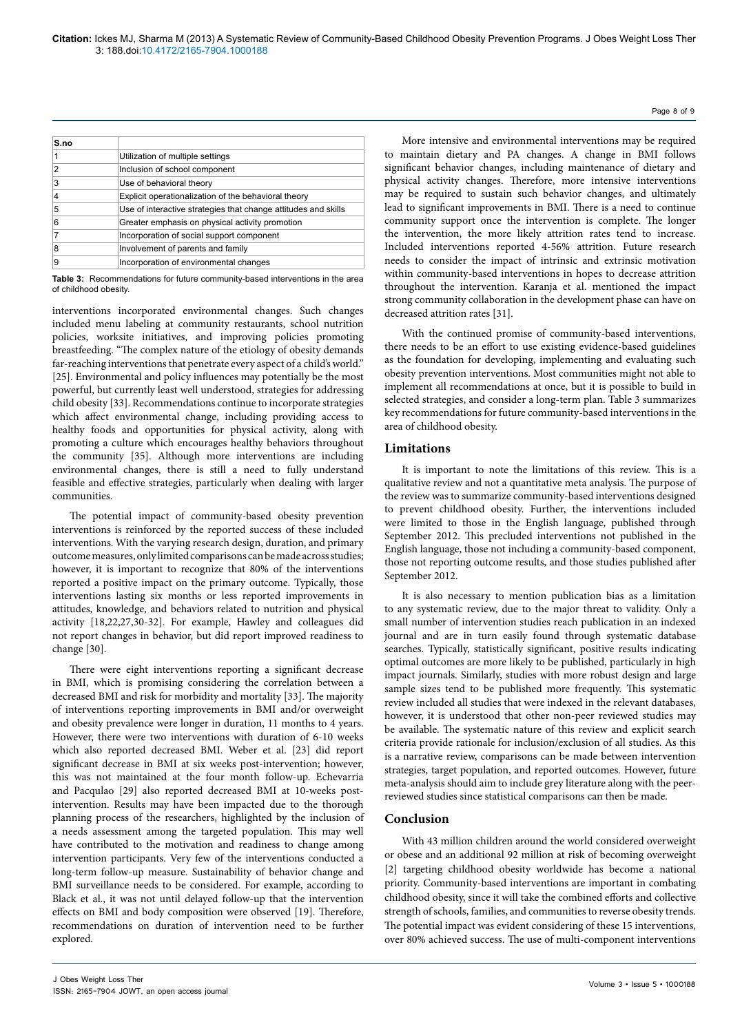| S.no | |
|---|---|
| 1 | Utilization of multiple settings |
| 2 | Inclusion of school component |
| 3 | Use of behavioral theory |
| 4 | Explicit operationalization of the behavioral theory |
| 5 | Use of interactive strategies that change attitudes and skills |
| 6 | Greater emphasis on physical activity promotion |
| 7 | Incorporation of social support component |
| 8 | Involvement of parents and family |
| 9 | Incorporation of environmental changes |

**Table 3:** Recommendations for future community-based interventions in the area of childhood obesity.

interventions incorporated environmental changes. Such changes included menu labeling at community restaurants, school nutrition policies, worksite initiatives, and improving policies promoting breastfeeding. "The complex nature of the etiology of obesity demands far-reaching interventions that penetrate every aspect of a child's world." [25]. Environmental and policy influences may potentially be the most powerful, but currently least well understood, strategies for addressing child obesity [33]. Recommendations continue to incorporate strategies which affect environmental change, including providing access to healthy foods and opportunities for physical activity, along with promoting a culture which encourages healthy behaviors throughout the community [35]. Although more interventions are including environmental changes, there is still a need to fully understand feasible and effective strategies, particularly when dealing with larger communities.

The potential impact of community-based obesity prevention interventions is reinforced by the reported success of these included interventions. With the varying research design, duration, and primary outcome measures, only limited comparisons can be made across studies; however, it is important to recognize that 80% of the interventions reported a positive impact on the primary outcome. Typically, those interventions lasting six months or less reported improvements in attitudes, knowledge, and behaviors related to nutrition and physical activity [18,22,27,30-32]. For example, Hawley and colleagues did not report changes in behavior, but did report improved readiness to change [30].

There were eight interventions reporting a significant decrease in BMI, which is promising considering the correlation between a decreased BMI and risk for morbidity and mortality [33]. The majority of interventions reporting improvements in BMI and/or overweight and obesity prevalence were longer in duration, 11 months to 4 years. However, there were two interventions with duration of 6-10 weeks which also reported decreased BMI. Weber et al. [23] did report significant decrease in BMI at six weeks post-intervention; however, this was not maintained at the four month follow-up. Echevarria and Pacqulao [29] also reported decreased BMI at 10-weeks post-intervention. Results may have been impacted due to the thorough planning process of the researchers, highlighted by the inclusion of a needs assessment among the targeted population. This may well have contributed to the motivation and readiness to change among intervention participants. Very few of the interventions conducted a long-term follow-up measure. Sustainability of behavior change and BMI surveillance needs to be considered. For example, according to Black et al., it was not until delayed follow-up that the intervention effects on BMI and body composition were observed [19]. Therefore, recommendations on duration of intervention need to be further explored.

More intensive and environmental interventions may be required to maintain dietary and PA changes. A change in BMI follows significant behavior changes, including maintenance of dietary and physical activity changes. Therefore, more intensive interventions may be required to sustain such behavior changes, and ultimately lead to significant improvements in BMI. There is a need to continue community support once the intervention is complete. The longer the intervention, the more likely attrition rates tend to increase. Included interventions reported 4-56% attrition. Future research needs to consider the impact of intrinsic and extrinsic motivation within community-based interventions in hopes to decrease attrition throughout the intervention. Karanja et al. mentioned the impact strong community collaboration in the development phase can have on decreased attrition rates [31].

With the continued promise of community-based interventions, there needs to be an effort to use existing evidence-based guidelines as the foundation for developing, implementing and evaluating such obesity prevention interventions. Most communities might not able to implement all recommendations at once, but it is possible to build in selected strategies, and consider a long-term plan. Table 3 summarizes key recommendations for future community-based interventions in the area of childhood obesity.

## Limitations

It is important to note the limitations of this review. This is a qualitative review and not a quantitative meta analysis. The purpose of the review was to summarize community-based interventions designed to prevent childhood obesity. Further, the interventions included were limited to those in the English language, published through September 2012. This precluded interventions not published in the English language, those not including a community-based component, those not reporting outcome results, and those studies published after September 2012.

It is also necessary to mention publication bias as a limitation to any systematic review, due to the major threat to validity. Only a small number of intervention studies reach publication in an indexed journal and are in turn easily found through systematic database searches. Typically, statistically significant, positive results indicating optimal outcomes are more likely to be published, particularly in high impact journals. Similarly, studies with more robust design and large sample sizes tend to be published more frequently. This systematic review included all studies that were indexed in the relevant databases, however, it is understood that other non-peer reviewed studies may be available. The systematic nature of this review and explicit search criteria provide rationale for inclusion/exclusion of all studies. As this is a narrative review, comparisons can be made between intervention strategies, target population, and reported outcomes. However, future meta-analysis should aim to include grey literature along with the peer-reviewed studies since statistical comparisons can then be made.

## Conclusion

With 43 million children around the world considered overweight or obese and an additional 92 million at risk of becoming overweight [2] targeting childhood obesity worldwide has become a national priority. Community-based interventions are important in combating childhood obesity, since it will take the combined efforts and collective strength of schools, families, and communities to reverse obesity trends. The potential impact was evident considering of these 15 interventions, over 80% achieved success. The use of multi-component interventions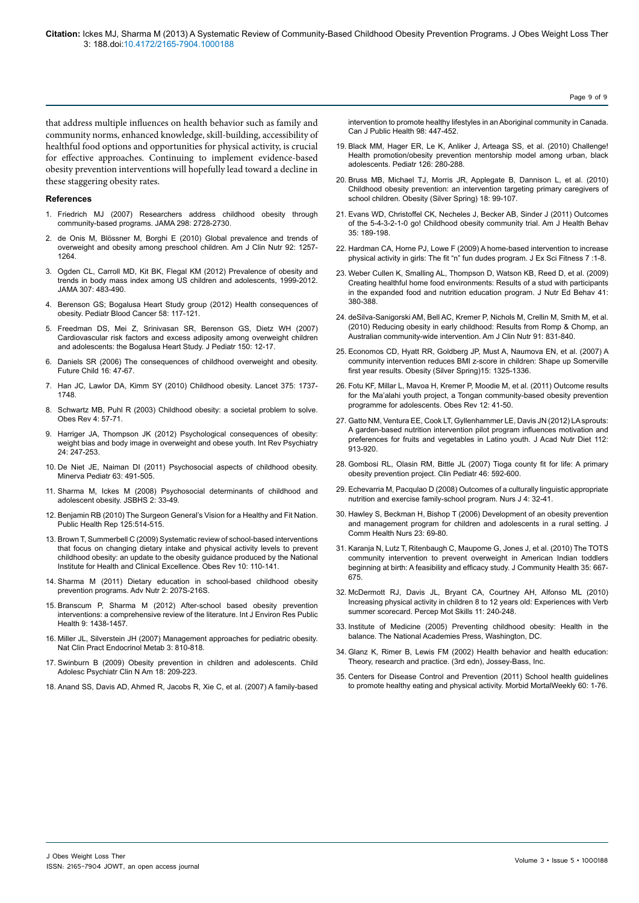that address multiple influences on health behavior such as family and community norms, enhanced knowledge, skill-building, accessibility of healthful food options and opportunities for physical activity, is crucial for effective approaches. Continuing to implement evidence-based obesity prevention interventions will hopefully lead toward a decline in these staggering obesity rates.

### References

1. Friedrich MJ (2007) Researchers address childhood obesity through community-based programs. JAMA 298: 2728-2730.
2. de Onis M, Blössner M, Borghi E (2010) Global prevalence and trends of overweight and obesity among preschool children. Am J Clin Nutr 92: 1257-1264.
3. Ogden CL, Carroll MD, Kit BK, Flegal KM (2012) Prevalence of obesity and trends in body mass index among US children and adolescents, 1999-2012. JAMA 307: 483-490.
4. Berenson GS; Bogalusa Heart Study group (2012) Health consequences of obesity. Pediatr Blood Cancer 58: 117-121.
5. Freedman DS, Mei Z, Srinivasan SR, Berenson GS, Dietz WH (2007) Cardiovascular risk factors and excess adiposity among overweight children and adolescents: the Bogalusa Heart Study. J Pediatr 150: 12-17.
6. Daniels SR (2006) The consequences of childhood overweight and obesity. Future Child 16: 47-67.
7. Han JC, Lawlor DA, Kimm SY (2010) Childhood obesity. Lancet 375: 1737-1748.
8. Schwartz MB, Puhl R (2003) Childhood obesity: a societal problem to solve. Obes Rev 4: 57-71.
9. Harriger JA, Thompson JK (2012) Psychological consequences of obesity: weight bias and body image in overweight and obese youth. Int Rev Psychiatry 24: 247-253.
10. De Niet JE, Naiman DI (2011) Psychosocial aspects of childhood obesity. Minerva Pediatr 63: 491-505.
11. Sharma M, Ickes M (2008) Psychosocial determinants of childhood and adolescent obesity. JSBHS 2: 33-49.
12. Benjamin RB (2010) The Surgeon General's Vision for a Healthy and Fit Nation. Public Health Rep 125:514-515.
13. Brown T, Summerbell C (2009) Systematic review of school-based interventions that focus on changing dietary intake and physical activity levels to prevent childhood obesity: an update to the obesity guidance produced by the National Institute for Health and Clinical Excellence. Obes Rev 10: 110-141.
14. Sharma M (2011) Dietary education in school-based childhood obesity prevention programs. Adv Nutr 2: 207S-216S.
15. Branscum P, Sharma M (2012) After-school based obesity prevention interventions: a comprehensive review of the literature. Int J Environ Res Public Health 9: 1438-1457.
16. Miller JL, Silverstein JH (2007) Management approaches for pediatric obesity. Nat Clin Pract Endocrinol Metab 3: 810-818.
17. Swinburn B (2009) Obesity prevention in children and adolescents. Child Adolesc Psychiatr Clin N Am 18: 209-223.
18. Anand SS, Davis AD, Ahmed R, Jacobs R, Xie C, et al. (2007) A family-based intervention to promote healthy lifestyles in an Aboriginal community in Canada. Can J Public Health 98: 447-452.
19. Black MM, Hager ER, Le K, Anliker J, Arteaga SS, et al. (2010) Challenge! Health promotion/obesity prevention mentorship model among urban, black adolescents. Pediatr 126: 280-288.
20. Bruss MB, Michael TJ, Morris JR, Applegate B, Dannison L, et al. (2010) Childhood obesity prevention: an intervention targeting primary caregivers of school children. Obesity (Silver Spring) 18: 99-107.
21. Evans WD, Christoffel CK, Necheles J, Becker AB, Sinder J (2011) Outcomes of the 5-4-3-2-1-0 go! Childhood obesity community trial. Am J Health Behav 35: 189-198.
22. Hardman CA, Horne PJ, Lowe F (2009) A home-based intervention to increase physical activity in girls: The fit "n" fun dudes program. J Ex Sci Fitness 7 :1-8.
23. Weber Cullen K, Smalling AL, Thompson D, Watson KB, Reed D, et al. (2009) Creating healthful home food environments: Results of a stud with participants in the expanded food and nutrition education program. J Nutr Ed Behav 41: 380-388.
24. deSilva-Sanigorski AM, Bell AC, Kremer P, Nichols M, Crellin M, Smith M, et al. (2010) Reducing obesity in early childhood: Results from Romp & Chomp, an Australian community-wide intervention. Am J Clin Nutr 91: 831-840.
25. Economos CD, Hyatt RR, Goldberg JP, Must A, Naumova EN, et al. (2007) A community intervention reduces BMI z-score in children: Shape up Somerville first year results. Obesity (Silver Spring)15: 1325-1336.
26. Fotu KF, Millar L, Mavoa H, Kremer P, Moodie M, et al. (2011) Outcome results for the Ma'alahi youth project, a Tongan community-based obesity prevention programme for adolescents. Obes Rev 12: 41-50.
27. Gatto NM, Ventura EE, Cook LT, Gyllenhammer LE, Davis JN (2012) LA sprouts: A garden-based nutrition intervention pilot program influences motivation and preferences for fruits and vegetables in Latino youth. J Acad Nutr Diet 112: 913-920.
28. Gombosi RL, Olasin RM, Bittle JL (2007) Tioga county fit for life: A primary obesity prevention project. Clin Pediatr 46: 592-600.
29. Echevarria M, Pacqulao D (2008) Outcomes of a culturally linguistic appropriate nutrition and exercise family-school program. Nurs J 4: 32-41.
30. Hawley S, Beckman H, Bishop T (2006) Development of an obesity prevention and management program for children and adolescents in a rural setting. J Comm Health Nurs 23: 69-80.
31. Karanja N, Lutz T, Ritenbaugh C, Maupome G, Jones J, et al. (2010) The TOTS community intervention to prevent overweight in American Indian toddlers beginning at birth: A feasibility and efficacy study. J Community Health 35: 667-675.
32. McDermott RJ, Davis JL, Bryant CA, Courtney AH, Alfonso ML (2010) Increasing physical activity in children 8 to 12 years old: Experiences with Verb summer scorecard. Percep Mot Skills 11: 240-248.
33. Institute of Medicine (2005) Preventing childhood obesity: Health in the balance. The National Academies Press, Washington, DC.
34. Glanz K, Rimer B, Lewis FM (2002) Health behavior and health education: Theory, research and practice. (3rd edn), Jossey-Bass, Inc.
35. Centers for Disease Control and Prevention (2011) School health guidelines to promote healthy eating and physical activity. Morbid MortalWeekly 60: 1-76.